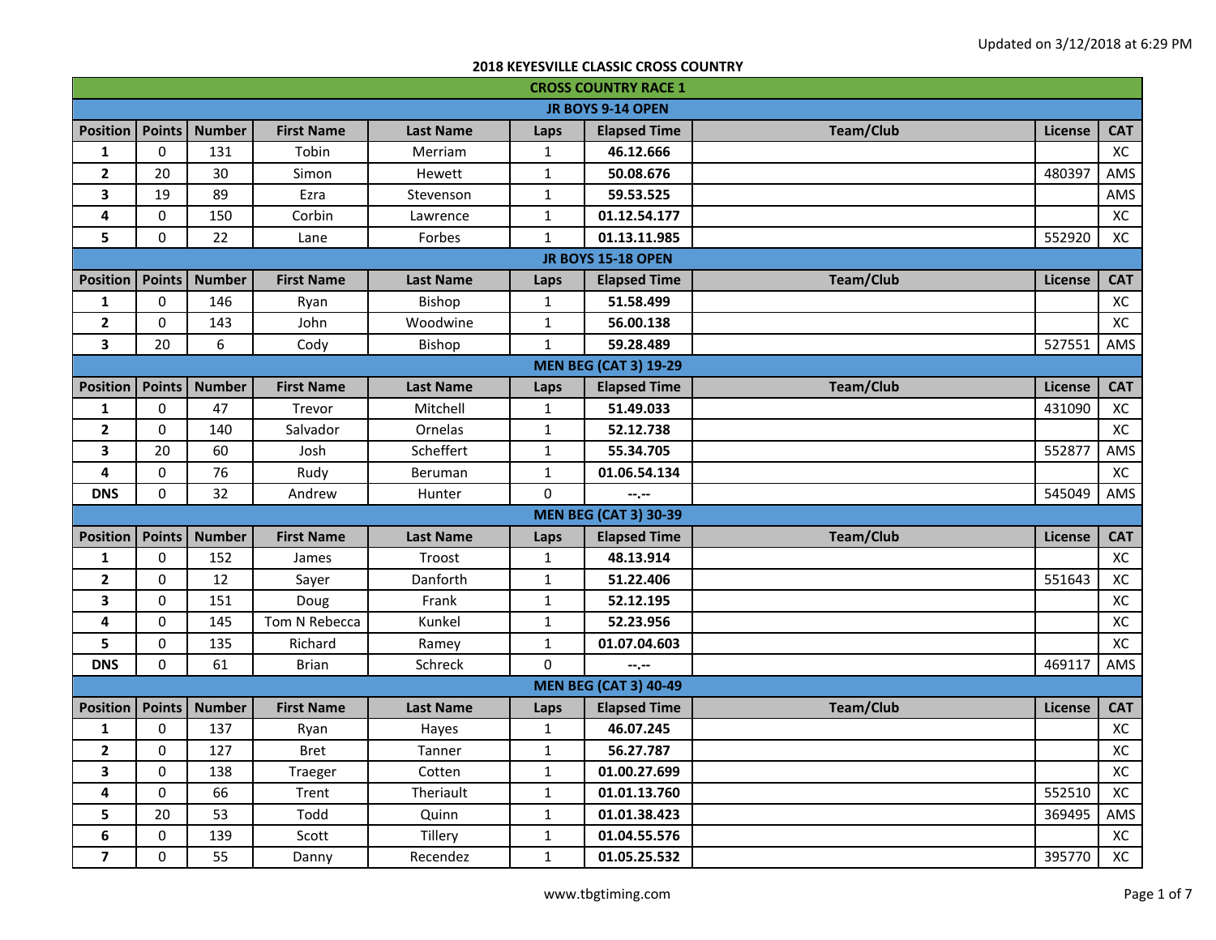Updated on 3/12/2018 at 6:29 PM

# 2018 KEYESVILLE CLASSIC CROSS COUNTRY

## CROSS COUNTRY RACE 1

### JR BOYS 9-14 OPEN

| Position | Points | Number | First Name | Last Name | Laps | Elapsed Time | Team/Club | License | CAT |
|---|---|---|---|---|---|---|---|---|---|
| 1 | 0 | 131 | Tobin | Merriam | 1 | **46.12.666** | | | XC |
| 2 | 20 | 30 | Simon | Hewett | 1 | **50.08.676** | | 480397 | AMS |
| 3 | 19 | 89 | Ezra | Stevenson | 1 | **59.53.525** | | | AMS |
| 4 | 0 | 150 | Corbin | Lawrence | 1 | **01.12.54.177** | | | XC |
| 5 | 0 | 22 | Lane | Forbes | 1 | **01.13.11.985** | | 552920 | XC |

### JR BOYS 15-18 OPEN

| Position | Points | Number | First Name | Last Name | Laps | Elapsed Time | Team/Club | License | CAT |
|---|---|---|---|---|---|---|---|---|---|
| 1 | 0 | 146 | Ryan | Bishop | 1 | **51.58.499** | | | XC |
| 2 | 0 | 143 | John | Woodwine | 1 | **56.00.138** | | | XC |
| 3 | 20 | 6 | Cody | Bishop | 1 | **59.28.489** | | 527551 | AMS |

### MEN BEG (CAT 3) 19-29

| Position | Points | Number | First Name | Last Name | Laps | Elapsed Time | Team/Club | License | CAT |
|---|---|---|---|---|---|---|---|---|---|
| 1 | 0 | 47 | Trevor | Mitchell | 1 | **51.49.033** | | 431090 | XC |
| 2 | 0 | 140 | Salvador | Ornelas | 1 | **52.12.738** | | | XC |
| 3 | 20 | 60 | Josh | Scheffert | 1 | **55.34.705** | | 552877 | AMS |
| 4 | 0 | 76 | Rudy | Beruman | 1 | **01.06.54.134** | | | XC |
| **DNS** | 0 | 32 | Andrew | Hunter | 0 | **--.--** | | 545049 | AMS |

### MEN BEG (CAT 3) 30-39

| Position | Points | Number | First Name | Last Name | Laps | Elapsed Time | Team/Club | License | CAT |
|---|---|---|---|---|---|---|---|---|---|
| 1 | 0 | 152 | James | Troost | 1 | **48.13.914** | | | XC |
| 2 | 0 | 12 | Sayer | Danforth | 1 | **51.22.406** | | 551643 | XC |
| 3 | 0 | 151 | Doug | Frank | 1 | **52.12.195** | | | XC |
| 4 | 0 | 145 | Tom N Rebecca | Kunkel | 1 | **52.23.956** | | | XC |
| 5 | 0 | 135 | Richard | Ramey | 1 | **01.07.04.603** | | | XC |
| **DNS** | 0 | 61 | Brian | Schreck | 0 | **--.--** | | 469117 | AMS |

### MEN BEG (CAT 3) 40-49

| Position | Points | Number | First Name | Last Name | Laps | Elapsed Time | Team/Club | License | CAT |
|---|---|---|---|---|---|---|---|---|---|
| 1 | 0 | 137 | Ryan | Hayes | 1 | **46.07.245** | | | XC |
| 2 | 0 | 127 | Bret | Tanner | 1 | **56.27.787** | | | XC |
| 3 | 0 | 138 | Traeger | Cotten | 1 | **01.00.27.699** | | | XC |
| 4 | 0 | 66 | Trent | Theriault | 1 | **01.01.13.760** | | 552510 | XC |
| 5 | 20 | 53 | Todd | Quinn | 1 | **01.01.38.423** | | 369495 | AMS |
| 6 | 0 | 139 | Scott | Tillery | 1 | **01.04.55.576** | | | XC |
| 7 | 0 | 55 | Danny | Recendez | 1 | **01.05.25.532** | | 395770 | XC |

www.tbgtiming.com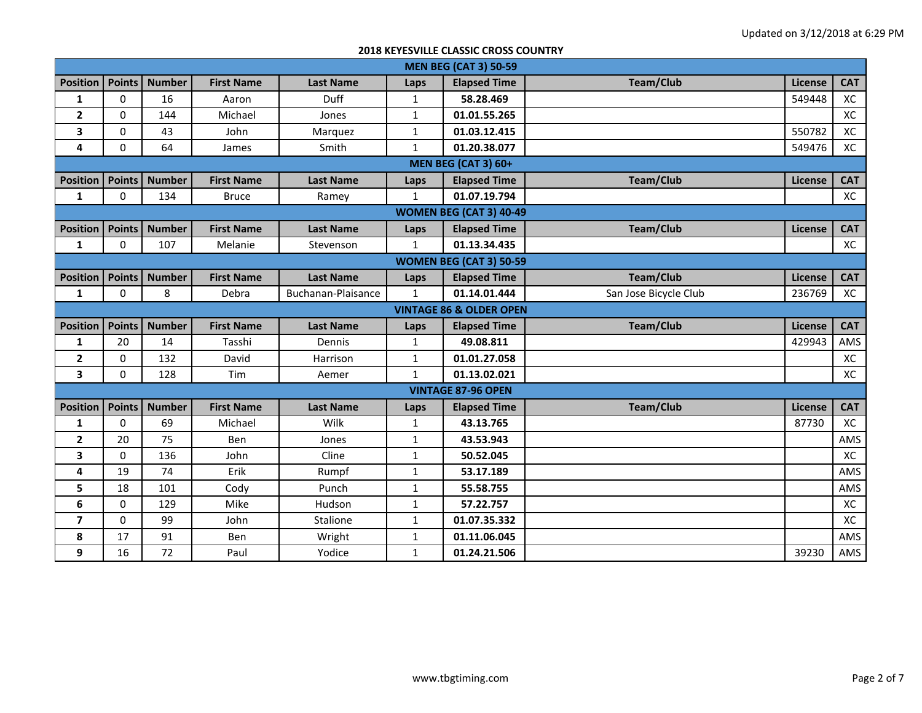Updated on 3/12/2018 at 6:29 PM

## 2018 KEYESVILLE CLASSIC CROSS COUNTRY

### MEN BEG (CAT 3) 50-59

| Position | Points | Number | First Name | Last Name | Laps | Elapsed Time | Team/Club | License | CAT |
|---|---|---|---|---|---|---|---|---|---|
| 1 | 0 | 16 | Aaron | Duff | 1 | **58.28.469** | | 549448 | XC |
| 2 | 0 | 144 | Michael | Jones | 1 | **01.01.55.265** | | | XC |
| 3 | 0 | 43 | John | Marquez | 1 | **01.03.12.415** | | 550782 | XC |
| 4 | 0 | 64 | James | Smith | 1 | **01.20.38.077** | | 549476 | XC |

### MEN BEG (CAT 3) 60+

| Position | Points | Number | First Name | Last Name | Laps | Elapsed Time | Team/Club | License | CAT |
|---|---|---|---|---|---|---|---|---|---|
| 1 | 0 | 134 | Bruce | Ramey | 1 | **01.07.19.794** | | | XC |

### WOMEN BEG (CAT 3) 40-49

| Position | Points | Number | First Name | Last Name | Laps | Elapsed Time | Team/Club | License | CAT |
|---|---|---|---|---|---|---|---|---|---|
| 1 | 0 | 107 | Melanie | Stevenson | 1 | **01.13.34.435** | | | XC |

### WOMEN BEG (CAT 3) 50-59

| Position | Points | Number | First Name | Last Name | Laps | Elapsed Time | Team/Club | License | CAT |
|---|---|---|---|---|---|---|---|---|---|
| 1 | 0 | 8 | Debra | Buchanan-Plaisance | 1 | **01.14.01.444** | San Jose Bicycle Club | 236769 | XC |

### VINTAGE 86 & OLDER OPEN

| Position | Points | Number | First Name | Last Name | Laps | Elapsed Time | Team/Club | License | CAT |
|---|---|---|---|---|---|---|---|---|---|
| 1 | 20 | 14 | Tasshi | Dennis | 1 | **49.08.811** | | 429943 | AMS |
| 2 | 0 | 132 | David | Harrison | 1 | **01.01.27.058** | | | XC |
| 3 | 0 | 128 | Tim | Aemer | 1 | **01.13.02.021** | | | XC |

### VINTAGE 87-96 OPEN

| Position | Points | Number | First Name | Last Name | Laps | Elapsed Time | Team/Club | License | CAT |
|---|---|---|---|---|---|---|---|---|---|
| 1 | 0 | 69 | Michael | Wilk | 1 | **43.13.765** | | 87730 | XC |
| 2 | 20 | 75 | Ben | Jones | 1 | **43.53.943** | | | AMS |
| 3 | 0 | 136 | John | Cline | 1 | **50.52.045** | | | XC |
| 4 | 19 | 74 | Erik | Rumpf | 1 | **53.17.189** | | | AMS |
| 5 | 18 | 101 | Cody | Punch | 1 | **55.58.755** | | | AMS |
| 6 | 0 | 129 | Mike | Hudson | 1 | **57.22.757** | | | XC |
| 7 | 0 | 99 | John | Stalione | 1 | **01.07.35.332** | | | XC |
| 8 | 17 | 91 | Ben | Wright | 1 | **01.11.06.045** | | | AMS |
| 9 | 16 | 72 | Paul | Yodice | 1 | **01.24.21.506** | | 39230 | AMS |

www.tbgtiming.com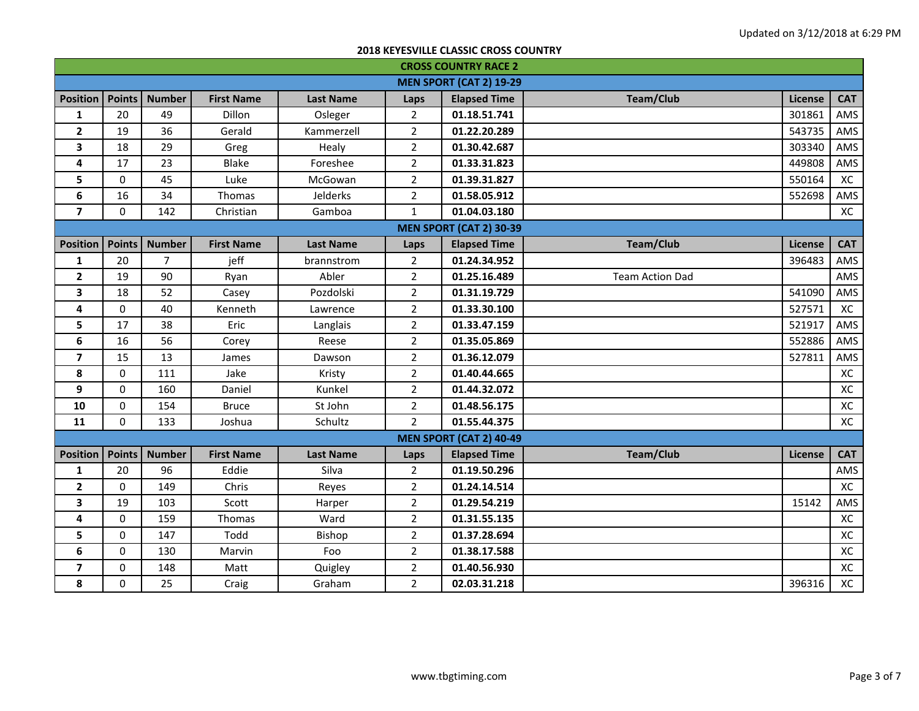Updated on 3/12/2018 at 6:29 PM

## 2018 KEYESVILLE CLASSIC CROSS COUNTRY

### CROSS COUNTRY RACE 2

#### MEN SPORT (CAT 2) 19-29

| Position | Points | Number | First Name | Last Name | Laps | Elapsed Time | Team/Club | License | CAT |
|---|---|---|---|---|---|---|---|---|---|
| 1 | 20 | 49 | Dillon | Osleger | 2 | 01.18.51.741 | | 301861 | AMS |
| 2 | 19 | 36 | Gerald | Kammerzell | 2 | 01.22.20.289 | | 543735 | AMS |
| 3 | 18 | 29 | Greg | Healy | 2 | 01.30.42.687 | | 303340 | AMS |
| 4 | 17 | 23 | Blake | Foreshee | 2 | 01.33.31.823 | | 449808 | AMS |
| 5 | 0 | 45 | Luke | McGowan | 2 | 01.39.31.827 | | 550164 | XC |
| 6 | 16 | 34 | Thomas | Jelderks | 2 | 01.58.05.912 | | 552698 | AMS |
| 7 | 0 | 142 | Christian | Gamboa | 1 | 01.04.03.180 | | | XC |

#### MEN SPORT (CAT 2) 30-39

| Position | Points | Number | First Name | Last Name | Laps | Elapsed Time | Team/Club | License | CAT |
|---|---|---|---|---|---|---|---|---|---|
| 1 | 20 | 7 | jeff | brannstrom | 2 | 01.24.34.952 | | 396483 | AMS |
| 2 | 19 | 90 | Ryan | Abler | 2 | 01.25.16.489 | Team Action Dad | | AMS |
| 3 | 18 | 52 | Casey | Pozdolski | 2 | 01.31.19.729 | | 541090 | AMS |
| 4 | 0 | 40 | Kenneth | Lawrence | 2 | 01.33.30.100 | | 527571 | XC |
| 5 | 17 | 38 | Eric | Langlais | 2 | 01.33.47.159 | | 521917 | AMS |
| 6 | 16 | 56 | Corey | Reese | 2 | 01.35.05.869 | | 552886 | AMS |
| 7 | 15 | 13 | James | Dawson | 2 | 01.36.12.079 | | 527811 | AMS |
| 8 | 0 | 111 | Jake | Kristy | 2 | 01.40.44.665 | | | XC |
| 9 | 0 | 160 | Daniel | Kunkel | 2 | 01.44.32.072 | | | XC |
| 10 | 0 | 154 | Bruce | St John | 2 | 01.48.56.175 | | | XC |
| 11 | 0 | 133 | Joshua | Schultz | 2 | 01.55.44.375 | | | XC |

#### MEN SPORT (CAT 2) 40-49

| Position | Points | Number | First Name | Last Name | Laps | Elapsed Time | Team/Club | License | CAT |
|---|---|---|---|---|---|---|---|---|---|
| 1 | 20 | 96 | Eddie | Silva | 2 | 01.19.50.296 | | | AMS |
| 2 | 0 | 149 | Chris | Reyes | 2 | 01.24.14.514 | | | XC |
| 3 | 19 | 103 | Scott | Harper | 2 | 01.29.54.219 | | 15142 | AMS |
| 4 | 0 | 159 | Thomas | Ward | 2 | 01.31.55.135 | | | XC |
| 5 | 0 | 147 | Todd | Bishop | 2 | 01.37.28.694 | | | XC |
| 6 | 0 | 130 | Marvin | Foo | 2 | 01.38.17.588 | | | XC |
| 7 | 0 | 148 | Matt | Quigley | 2 | 01.40.56.930 | | | XC |
| 8 | 0 | 25 | Craig | Graham | 2 | 02.03.31.218 | | 396316 | XC |

www.tbgtiming.com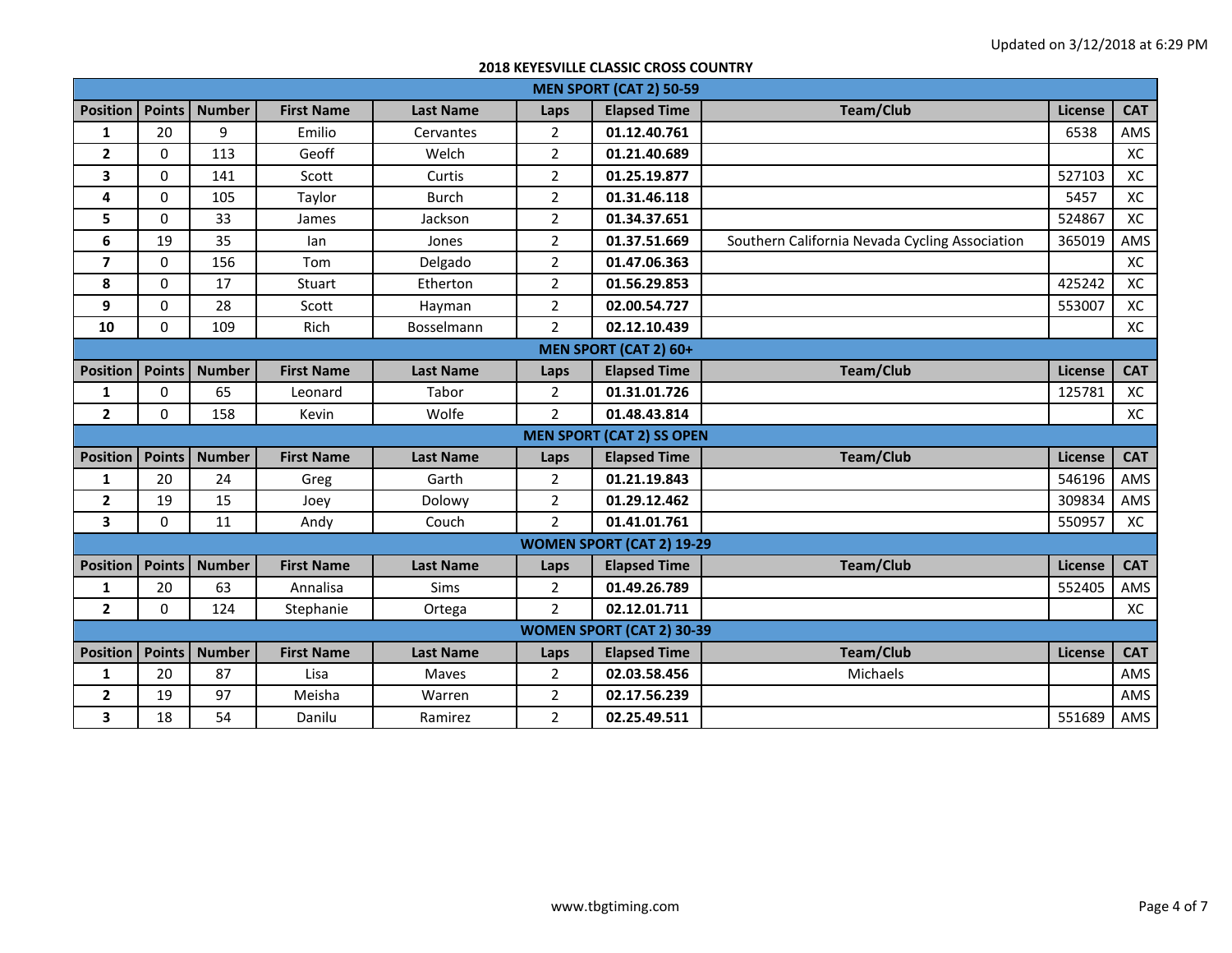Updated on 3/12/2018 at 6:29 PM

## 2018 KEYESVILLE CLASSIC CROSS COUNTRY

### MEN SPORT (CAT 2) 50-59

| Position | Points | Number | First Name | Last Name | Laps | Elapsed Time | Team/Club | License | CAT |
|---|---|---|---|---|---|---|---|---|---|
| 1 | 20 | 9 | Emilio | Cervantes | 2 | 01.12.40.761 | | 6538 | AMS |
| 2 | 0 | 113 | Geoff | Welch | 2 | 01.21.40.689 | | | XC |
| 3 | 0 | 141 | Scott | Curtis | 2 | 01.25.19.877 | | 527103 | XC |
| 4 | 0 | 105 | Taylor | Burch | 2 | 01.31.46.118 | | 5457 | XC |
| 5 | 0 | 33 | James | Jackson | 2 | 01.34.37.651 | | 524867 | XC |
| 6 | 19 | 35 | Ian | Jones | 2 | 01.37.51.669 | Southern California Nevada Cycling Association | 365019 | AMS |
| 7 | 0 | 156 | Tom | Delgado | 2 | 01.47.06.363 | | | XC |
| 8 | 0 | 17 | Stuart | Etherton | 2 | 01.56.29.853 | | 425242 | XC |
| 9 | 0 | 28 | Scott | Hayman | 2 | 02.00.54.727 | | 553007 | XC |
| 10 | 0 | 109 | Rich | Bosselmann | 2 | 02.12.10.439 | | | XC |

### MEN SPORT (CAT 2) 60+

| Position | Points | Number | First Name | Last Name | Laps | Elapsed Time | Team/Club | License | CAT |
|---|---|---|---|---|---|---|---|---|---|
| 1 | 0 | 65 | Leonard | Tabor | 2 | 01.31.01.726 | | 125781 | XC |
| 2 | 0 | 158 | Kevin | Wolfe | 2 | 01.48.43.814 | | | XC |

### MEN SPORT (CAT 2) SS OPEN

| Position | Points | Number | First Name | Last Name | Laps | Elapsed Time | Team/Club | License | CAT |
|---|---|---|---|---|---|---|---|---|---|
| 1 | 20 | 24 | Greg | Garth | 2 | 01.21.19.843 | | 546196 | AMS |
| 2 | 19 | 15 | Joey | Dolowy | 2 | 01.29.12.462 | | 309834 | AMS |
| 3 | 0 | 11 | Andy | Couch | 2 | 01.41.01.761 | | 550957 | XC |

### WOMEN SPORT (CAT 2) 19-29

| Position | Points | Number | First Name | Last Name | Laps | Elapsed Time | Team/Club | License | CAT |
|---|---|---|---|---|---|---|---|---|---|
| 1 | 20 | 63 | Annalisa | Sims | 2 | 01.49.26.789 | | 552405 | AMS |
| 2 | 0 | 124 | Stephanie | Ortega | 2 | 02.12.01.711 | | | XC |

### WOMEN SPORT (CAT 2) 30-39

| Position | Points | Number | First Name | Last Name | Laps | Elapsed Time | Team/Club | License | CAT |
|---|---|---|---|---|---|---|---|---|---|
| 1 | 20 | 87 | Lisa | Maves | 2 | 02.03.58.456 | Michaels | | AMS |
| 2 | 19 | 97 | Meisha | Warren | 2 | 02.17.56.239 | | | AMS |
| 3 | 18 | 54 | Danilu | Ramirez | 2 | 02.25.49.511 | | 551689 | AMS |

www.tbgtiming.com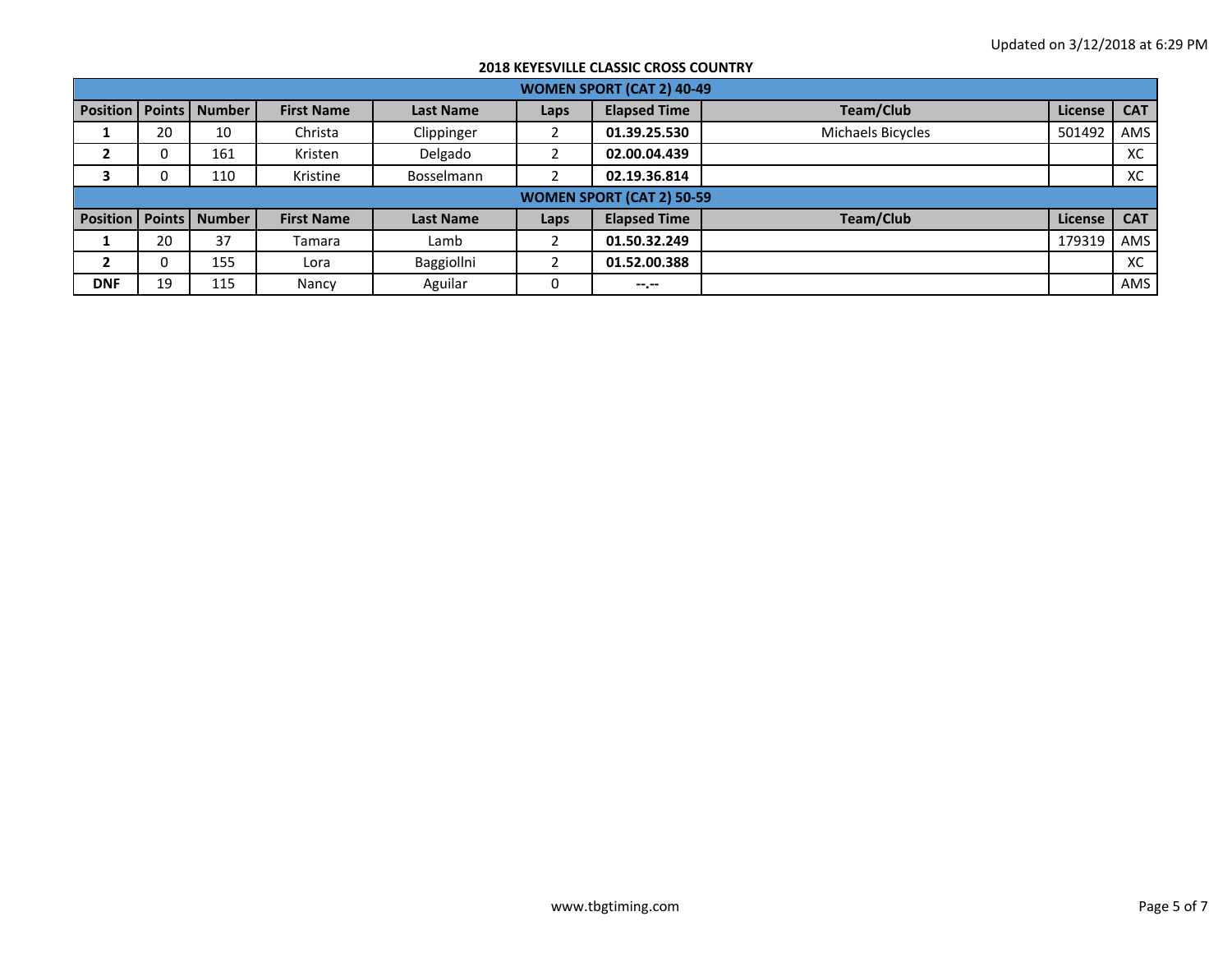Updated on 3/12/2018 at 6:29 PM

## 2018 KEYESVILLE CLASSIC CROSS COUNTRY

### WOMEN SPORT (CAT 2) 40-49

| Position | Points | Number | First Name | Last Name | Laps | Elapsed Time | Team/Club | License | CAT |
|---|---|---|---|---|---|---|---|---|---|
| **1** | 20 | 10 | Christa | Clippinger | 2 | **01.39.25.530** | Michaels Bicycles | 501492 | AMS |
| **2** | 0 | 161 | Kristen | Delgado | 2 | **02.00.04.439** | | | XC |
| **3** | 0 | 110 | Kristine | Bosselmann | 2 | **02.19.36.814** | | | XC |

### WOMEN SPORT (CAT 2) 50-59

| Position | Points | Number | First Name | Last Name | Laps | Elapsed Time | Team/Club | License | CAT |
|---|---|---|---|---|---|---|---|---|---|
| **1** | 20 | 37 | Tamara | Lamb | 2 | **01.50.32.249** | | 179319 | AMS |
| **2** | 0 | 155 | Lora | Baggiollni | 2 | **01.52.00.388** | | | XC |
| **DNF** | 19 | 115 | Nancy | Aguilar | 0 | **--.--** | | | AMS |

www.tbgtiming.com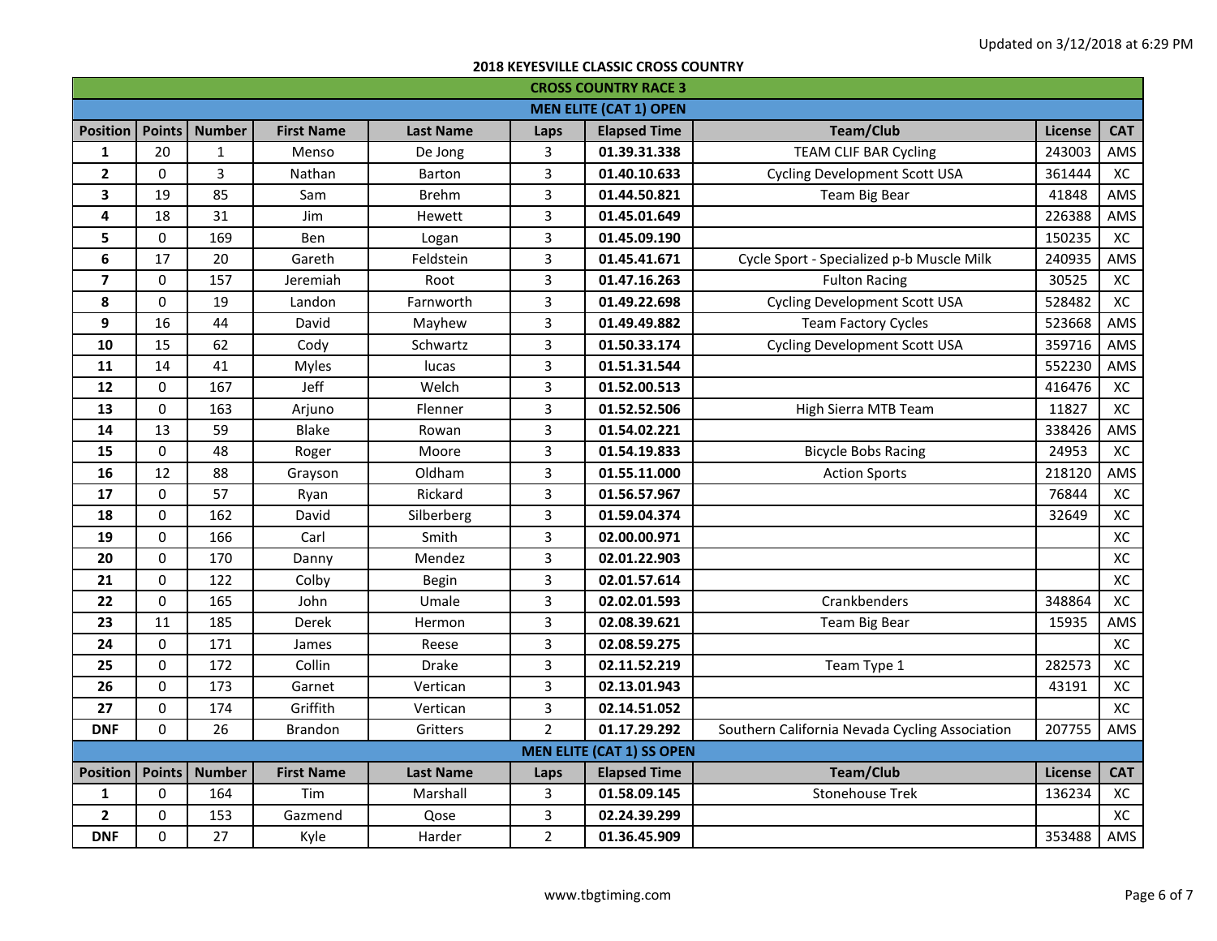Updated on 3/12/2018 at 6:29 PM

## 2018 KEYESVILLE CLASSIC CROSS COUNTRY

### CROSS COUNTRY RACE 3

#### MEN ELITE (CAT 1) OPEN

| Position | Points | Number | First Name | Last Name | Laps | Elapsed Time | Team/Club | License | CAT |
|---|---|---|---|---|---|---|---|---|---|
| 1 | 20 | 1 | Menso | De Jong | 3 | 01.39.31.338 | TEAM CLIF BAR Cycling | 243003 | AMS |
| 2 | 0 | 3 | Nathan | Barton | 3 | 01.40.10.633 | Cycling Development Scott USA | 361444 | XC |
| 3 | 19 | 85 | Sam | Brehm | 3 | 01.44.50.821 | Team Big Bear | 41848 | AMS |
| 4 | 18 | 31 | Jim | Hewett | 3 | 01.45.01.649 | | 226388 | AMS |
| 5 | 0 | 169 | Ben | Logan | 3 | 01.45.09.190 | | 150235 | XC |
| 6 | 17 | 20 | Gareth | Feldstein | 3 | 01.45.41.671 | Cycle Sport - Specialized p-b Muscle Milk | 240935 | AMS |
| 7 | 0 | 157 | Jeremiah | Root | 3 | 01.47.16.263 | Fulton Racing | 30525 | XC |
| 8 | 0 | 19 | Landon | Farnworth | 3 | 01.49.22.698 | Cycling Development Scott USA | 528482 | XC |
| 9 | 16 | 44 | David | Mayhew | 3 | 01.49.49.882 | Team Factory Cycles | 523668 | AMS |
| 10 | 15 | 62 | Cody | Schwartz | 3 | 01.50.33.174 | Cycling Development Scott USA | 359716 | AMS |
| 11 | 14 | 41 | Myles | lucas | 3 | 01.51.31.544 | | 552230 | AMS |
| 12 | 0 | 167 | Jeff | Welch | 3 | 01.52.00.513 | | 416476 | XC |
| 13 | 0 | 163 | Arjuno | Flenner | 3 | 01.52.52.506 | High Sierra MTB Team | 11827 | XC |
| 14 | 13 | 59 | Blake | Rowan | 3 | 01.54.02.221 | | 338426 | AMS |
| 15 | 0 | 48 | Roger | Moore | 3 | 01.54.19.833 | Bicycle Bobs Racing | 24953 | XC |
| 16 | 12 | 88 | Grayson | Oldham | 3 | 01.55.11.000 | Action Sports | 218120 | AMS |
| 17 | 0 | 57 | Ryan | Rickard | 3 | 01.56.57.967 | | 76844 | XC |
| 18 | 0 | 162 | David | Silberberg | 3 | 01.59.04.374 | | 32649 | XC |
| 19 | 0 | 166 | Carl | Smith | 3 | 02.00.00.971 | | | XC |
| 20 | 0 | 170 | Danny | Mendez | 3 | 02.01.22.903 | | | XC |
| 21 | 0 | 122 | Colby | Begin | 3 | 02.01.57.614 | | | XC |
| 22 | 0 | 165 | John | Umale | 3 | 02.02.01.593 | Crankbenders | 348864 | XC |
| 23 | 11 | 185 | Derek | Hermon | 3 | 02.08.39.621 | Team Big Bear | 15935 | AMS |
| 24 | 0 | 171 | James | Reese | 3 | 02.08.59.275 | | | XC |
| 25 | 0 | 172 | Collin | Drake | 3 | 02.11.52.219 | Team Type 1 | 282573 | XC |
| 26 | 0 | 173 | Garnet | Vertican | 3 | 02.13.01.943 | | 43191 | XC |
| 27 | 0 | 174 | Griffith | Vertican | 3 | 02.14.51.052 | | | XC |
| DNF | 0 | 26 | Brandon | Gritters | 2 | 01.17.29.292 | Southern California Nevada Cycling Association | 207755 | AMS |

#### MEN ELITE (CAT 1) SS OPEN

| Position | Points | Number | First Name | Last Name | Laps | Elapsed Time | Team/Club | License | CAT |
|---|---|---|---|---|---|---|---|---|---|
| 1 | 0 | 164 | Tim | Marshall | 3 | 01.58.09.145 | Stonehouse Trek | 136234 | XC |
| 2 | 0 | 153 | Gazmend | Qose | 3 | 02.24.39.299 | | | XC |
| DNF | 0 | 27 | Kyle | Harder | 2 | 01.36.45.909 | | 353488 | AMS |

www.tbgtiming.com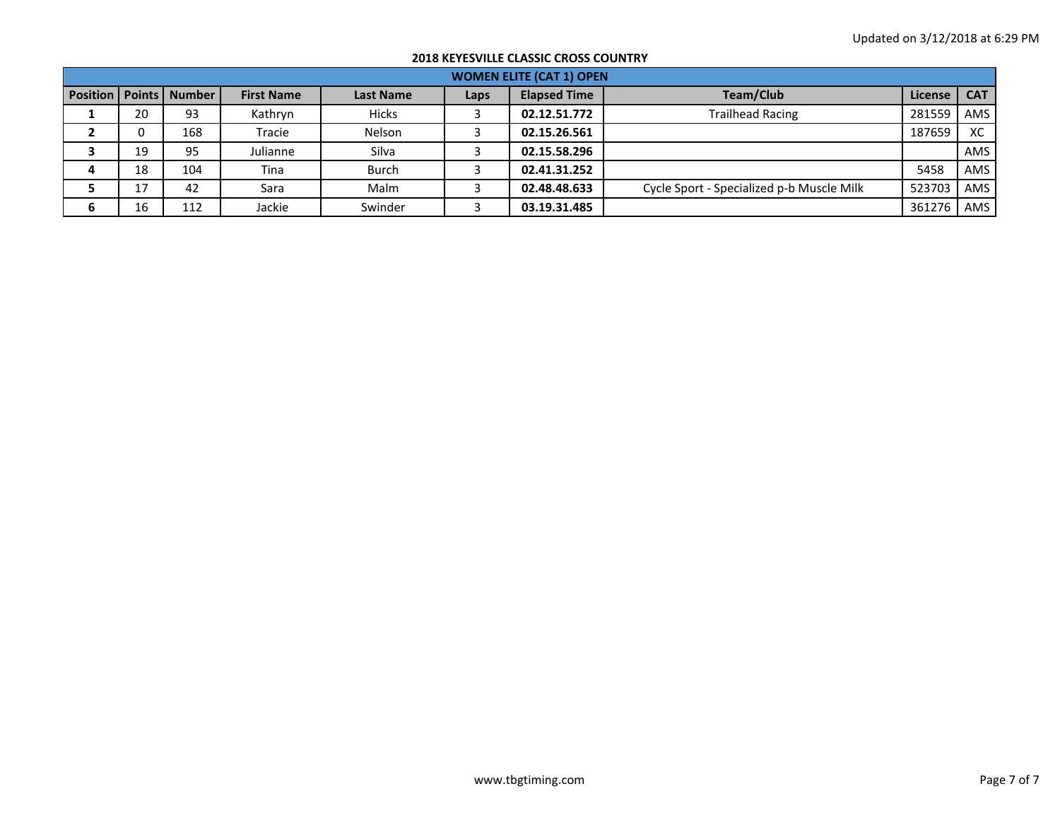Updated on 3/12/2018 at 6:29 PM

**2018 KEYESVILLE CLASSIC CROSS COUNTRY**

| WOMEN ELITE (CAT 1) OPEN | | | | | | | | | |
|---|---|---|---|---|---|---|---|---|---|
| **Position** | **Points** | **Number** | **First Name** | **Last Name** | **Laps** | **Elapsed Time** | **Team/Club** | **License** | **CAT** |
| **1** | 20 | 93 | Kathryn | Hicks | 3 | **02.12.51.772** | Trailhead Racing | 281559 | AMS |
| **2** | 0 | 168 | Tracie | Nelson | 3 | **02.15.26.561** | | 187659 | XC |
| **3** | 19 | 95 | Julianne | Silva | 3 | **02.15.58.296** | | | AMS |
| **4** | 18 | 104 | Tina | Burch | 3 | **02.41.31.252** | | 5458 | AMS |
| **5** | 17 | 42 | Sara | Malm | 3 | **02.48.48.633** | Cycle Sport - Specialized p-b Muscle Milk | 523703 | AMS |
| **6** | 16 | 112 | Jackie | Swinder | 3 | **03.19.31.485** | | 361276 | AMS |

www.tbgtiming.com